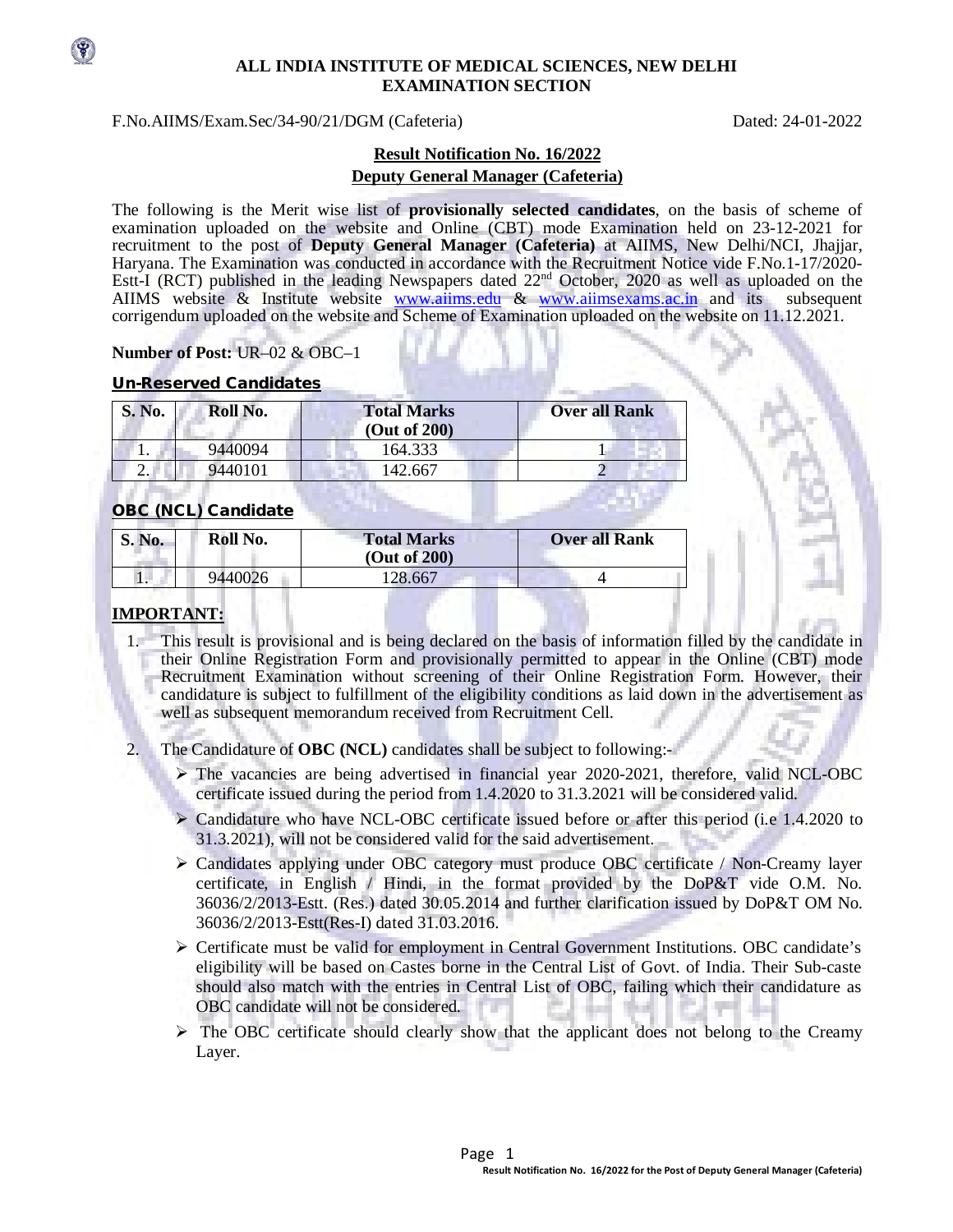**ALL INDIA INSTITUTE OF MEDICAL SCIENCES, NEW DELHI**
**EXAMINATION SECTION**

F.No.AIIMS/Exam.Sec/34-90/21/DGM (Cafeteria) Dated: 24-01-2022

## Result Notification No. 16/2022
## Deputy General Manager (Cafeteria)

The following is the Merit wise list of **provisionally selected candidates**, on the basis of scheme of examination uploaded on the website and Online (CBT) mode Examination held on 23-12-2021 for recruitment to the post of **Deputy General Manager (Cafeteria)** at AIIMS, New Delhi/NCI, Jhajjar, Haryana. The Examination was conducted in accordance with the Recruitment Notice vide F.No.1-17/2020-Estt-I (RCT) published in the leading Newspapers dated 22nd October, 2020 as well as uploaded on the AIIMS website & Institute website www.aiims.edu & www.aiimsexams.ac.in and its subsequent corrigendum uploaded on the website and Scheme of Examination uploaded on the website on 11.12.2021.

**Number of Post:** UR–02 & OBC–1

### Un-Reserved Candidates

| S. No. | Roll No. | Total Marks (Out of 200) | Over all Rank |
|---|---|---|---|
| 1. | 9440094 | 164.333 | 1 |
| 2. | 9440101 | 142.667 | 2 |

### OBC (NCL) Candidate

| S. No. | Roll No. | Total Marks (Out of 200) | Over all Rank |
|---|---|---|---|
| 1. | 9440026 | 128.667 | 4 |

### IMPORTANT:

1. This result is provisional and is being declared on the basis of information filled by the candidate in their Online Registration Form and provisionally permitted to appear in the Online (CBT) mode Recruitment Examination without screening of their Online Registration Form. However, their candidature is subject to fulfillment of the eligibility conditions as laid down in the advertisement as well as subsequent memorandum received from Recruitment Cell.

2. The Candidature of **OBC (NCL)** candidates shall be subject to following:-
   - The vacancies are being advertised in financial year 2020-2021, therefore, valid NCL-OBC certificate issued during the period from 1.4.2020 to 31.3.2021 will be considered valid.
   - Candidature who have NCL-OBC certificate issued before or after this period (i.e 1.4.2020 to 31.3.2021), will not be considered valid for the said advertisement.
   - Candidates applying under OBC category must produce OBC certificate / Non-Creamy layer certificate, in English / Hindi, in the format provided by the DoP&T vide O.M. No. 36036/2/2013-Estt. (Res.) dated 30.05.2014 and further clarification issued by DoP&T OM No. 36036/2/2013-Estt(Res-I) dated 31.03.2016.
   - Certificate must be valid for employment in Central Government Institutions. OBC candidate's eligibility will be based on Castes borne in the Central List of Govt. of India. Their Sub-caste should also match with the entries in Central List of OBC, failing which their candidature as OBC candidate will not be considered.
   - The OBC certificate should clearly show that the applicant does not belong to the Creamy Layer.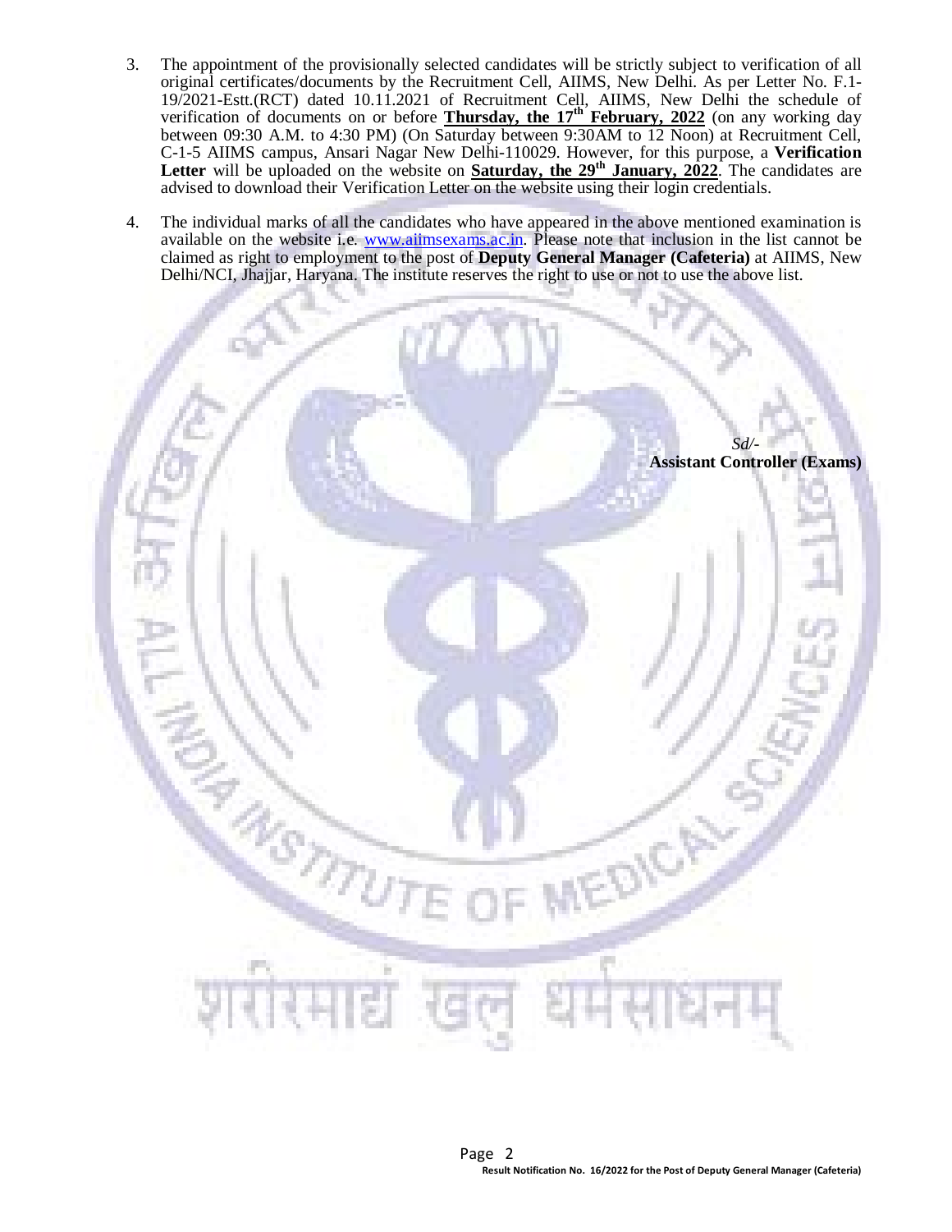3. The appointment of the provisionally selected candidates will be strictly subject to verification of all original certificates/documents by the Recruitment Cell, AIIMS, New Delhi. As per Letter No. F.1-19/2021-Estt.(RCT) dated 10.11.2021 of Recruitment Cell, AIIMS, New Delhi the schedule of verification of documents on or before **Thursday, the 17th February, 2022** (on any working day between 09:30 A.M. to 4:30 PM) (On Saturday between 9:30AM to 12 Noon) at Recruitment Cell, C-1-5 AIIMS campus, Ansari Nagar New Delhi-110029. However, for this purpose, a **Verification Letter** will be uploaded on the website on **Saturday, the 29th January, 2022**. The candidates are advised to download their Verification Letter on the website using their login credentials.

4. The individual marks of all the candidates who have appeared in the above mentioned examination is available on the website i.e. www.aiimsexams.ac.in. Please note that inclusion in the list cannot be claimed as right to employment to the post of **Deputy General Manager (Cafeteria)** at AIIMS, New Delhi/NCI, Jhajjar, Haryana. The institute reserves the right to use or not to use the above list.

*Sd/-*
**Assistant Controller (Exams)**